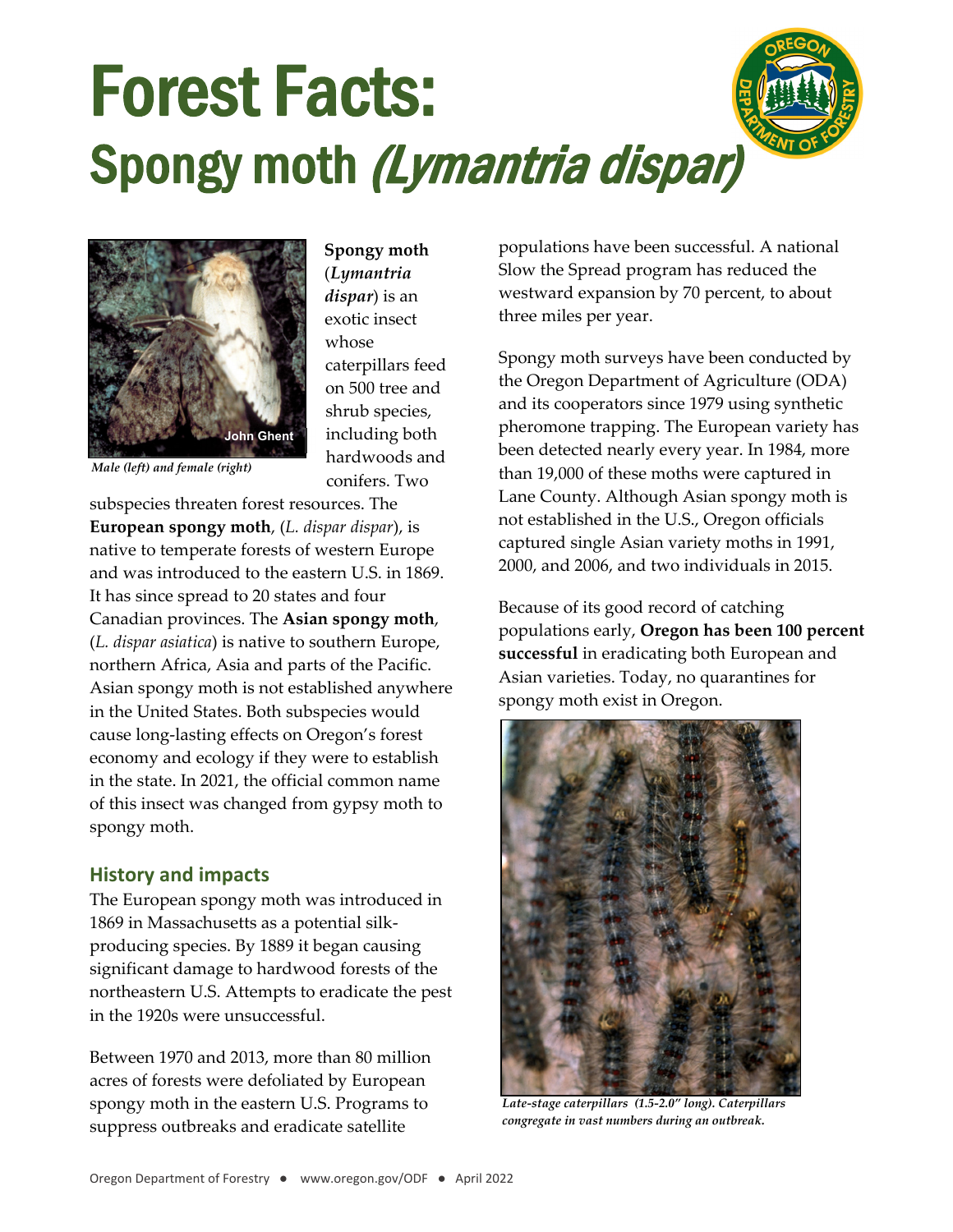# Forest Facts:
## Spongy moth *(Lymantria dispar)*

Male (left) and female (right)

**Spongy moth** (***Lymantria dispar***) is an exotic insect whose caterpillars feed on 500 tree and shrub species, including both hardwoods and conifers. Two subspecies threaten forest resources. The **European spongy moth**, (*L. dispar dispar*), is native to temperate forests of western Europe and was introduced to the eastern U.S. in 1869. It has since spread to 20 states and four Canadian provinces. The **Asian spongy moth**, (*L. dispar asiatica*) is native to southern Europe, northern Africa, Asia and parts of the Pacific. Asian spongy moth is not established anywhere in the United States. Both subspecies would cause long-lasting effects on Oregon's forest economy and ecology if they were to establish in the state. In 2021, the official common name of this insect was changed from gypsy moth to spongy moth.

### History and impacts

The European spongy moth was introduced in 1869 in Massachusetts as a potential silk-producing species. By 1889 it began causing significant damage to hardwood forests of the northeastern U.S. Attempts to eradicate the pest in the 1920s were unsuccessful.

Between 1970 and 2013, more than 80 million acres of forests were defoliated by European spongy moth in the eastern U.S. Programs to suppress outbreaks and eradicate satellite populations have been successful. A national Slow the Spread program has reduced the westward expansion by 70 percent, to about three miles per year.

Spongy moth surveys have been conducted by the Oregon Department of Agriculture (ODA) and its cooperators since 1979 using synthetic pheromone trapping. The European variety has been detected nearly every year. In 1984, more than 19,000 of these moths were captured in Lane County. Although Asian spongy moth is not established in the U.S., Oregon officials captured single Asian variety moths in 1991, 2000, and 2006, and two individuals in 2015.

Because of its good record of catching populations early, **Oregon has been 100 percent successful** in eradicating both European and Asian varieties. Today, no quarantines for spongy moth exist in Oregon.

*Late-stage caterpillars (1.5-2.0" long). Caterpillars congregate in vast numbers during an outbreak.*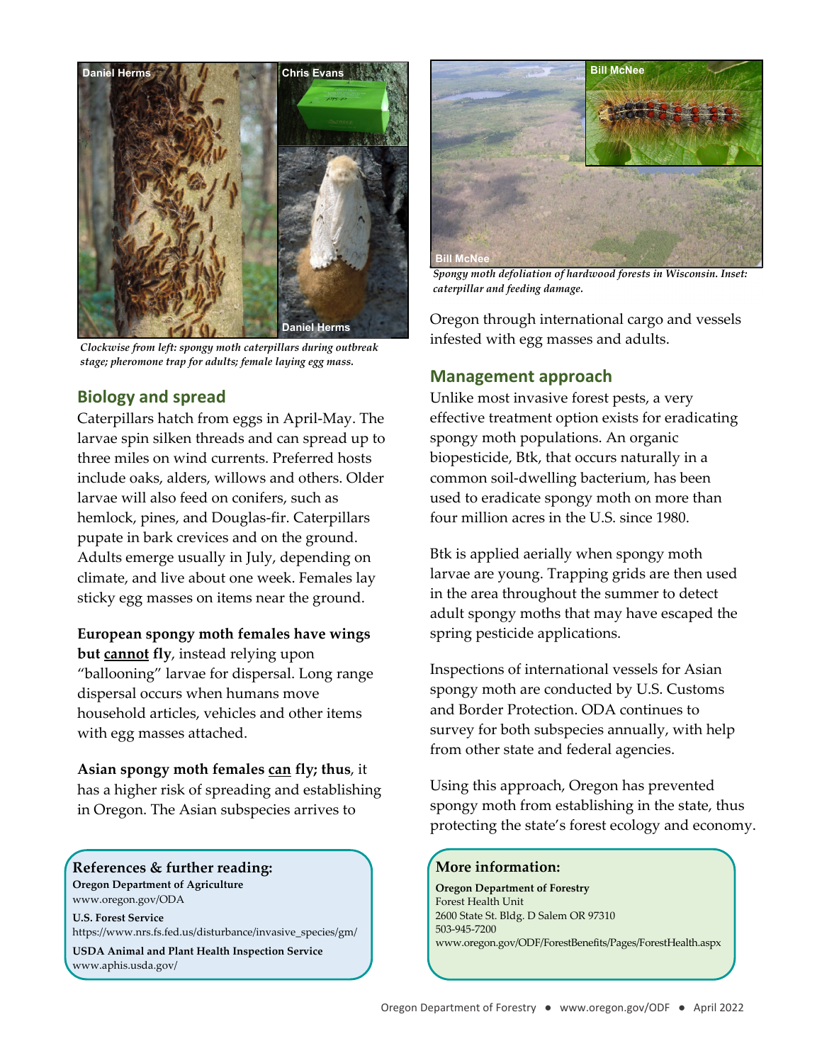*Clockwise from left: spongy moth caterpillars during outbreak stage; pheromone trap for adults; female laying egg mass.*

## Biology and spread

Caterpillars hatch from eggs in April-May. The larvae spin silken threads and can spread up to three miles on wind currents. Preferred hosts include oaks, alders, willows and others. Older larvae will also feed on conifers, such as hemlock, pines, and Douglas-fir. Caterpillars pupate in bark crevices and on the ground. Adults emerge usually in July, depending on climate, and live about one week. Females lay sticky egg masses on items near the ground.

**European spongy moth females have wings but cannot fly**, instead relying upon "ballooning" larvae for dispersal. Long range dispersal occurs when humans move household articles, vehicles and other items with egg masses attached.

**Asian spongy moth females can fly; thus**, it has a higher risk of spreading and establishing in Oregon. The Asian subspecies arrives to Oregon through international cargo and vessels infested with egg masses and adults.

*Spongy moth defoliation of hardwood forests in Wisconsin. Inset: caterpillar and feeding damage.*

## Management approach

Unlike most invasive forest pests, a very effective treatment option exists for eradicating spongy moth populations. An organic biopesticide, Btk, that occurs naturally in a common soil-dwelling bacterium, has been used to eradicate spongy moth on more than four million acres in the U.S. since 1980.

Btk is applied aerially when spongy moth larvae are young. Trapping grids are then used in the area throughout the summer to detect adult spongy moths that may have escaped the spring pesticide applications.

Inspections of international vessels for Asian spongy moth are conducted by U.S. Customs and Border Protection. ODA continues to survey for both subspecies annually, with help from other state and federal agencies.

Using this approach, Oregon has prevented spongy moth from establishing in the state, thus protecting the state's forest ecology and economy.

### References & further reading:

**Oregon Department of Agriculture**
www.oregon.gov/ODA

**U.S. Forest Service**
https://www.nrs.fs.fed.us/disturbance/invasive_species/gm/

**USDA Animal and Plant Health Inspection Service**
www.aphis.usda.gov/

### More information:

**Oregon Department of Forestry**
Forest Health Unit
2600 State St. Bldg. D Salem OR 97310
503-945-7200
www.oregon.gov/ODF/ForestBenefits/Pages/ForestHealth.aspx